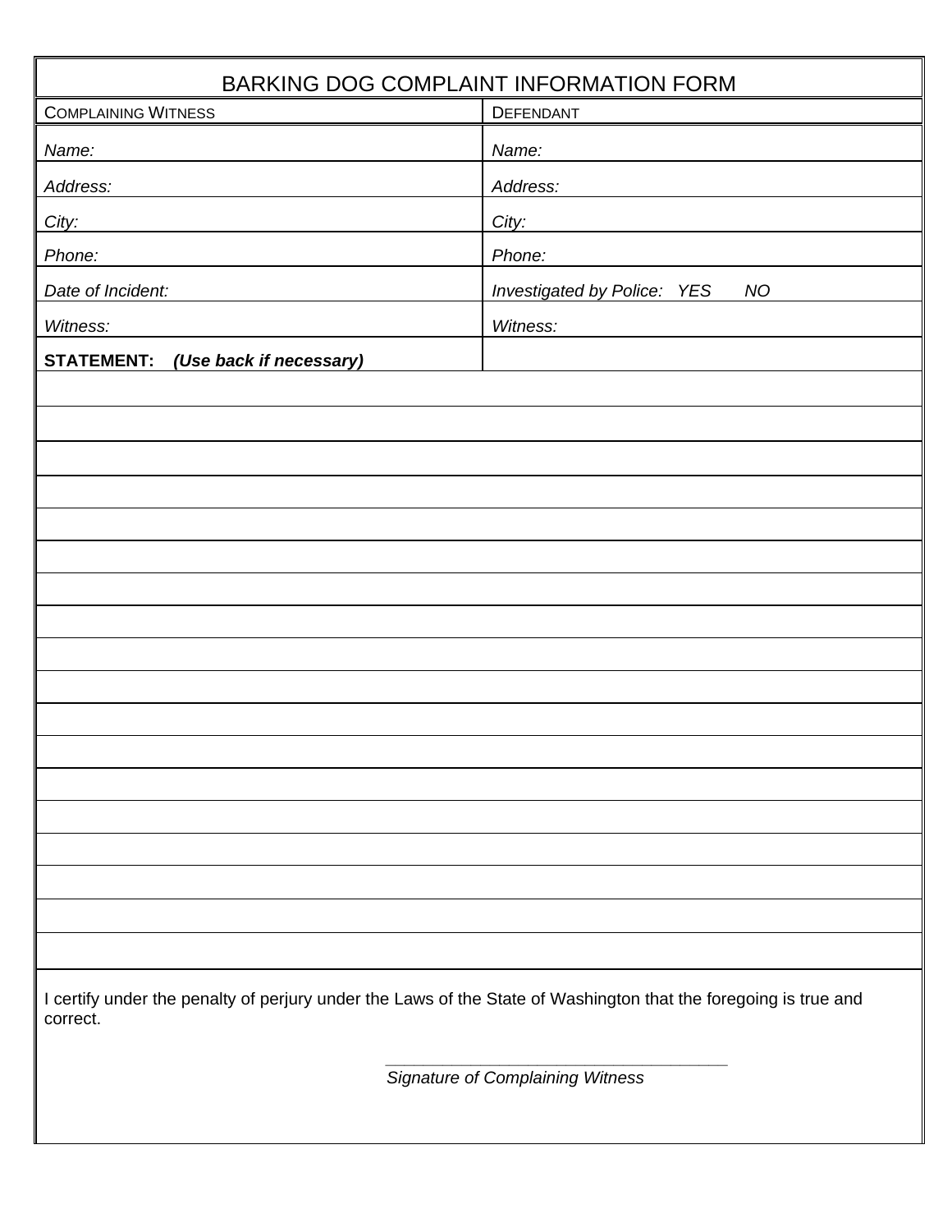# BARKING DOG COMPLAINT INFORMATION FORM

| COMPLAINING WITNESS | DEFENDANT |
|---|---|
| *Name:* | *Name:* |
| *Address:* | *Address:* |
| *City:* | *City:* |
| *Phone:* | *Phone:* |
| *Date of Incident:* | *Investigated by Police:   YES   NO* |
| *Witness:* | *Witness:* |

**STATEMENT:** ***(Use back if necessary)***

I certify under the penalty of perjury under the Laws of the State of Washington that the foregoing is true and correct.

______________________________________

*Signature of Complaining Witness*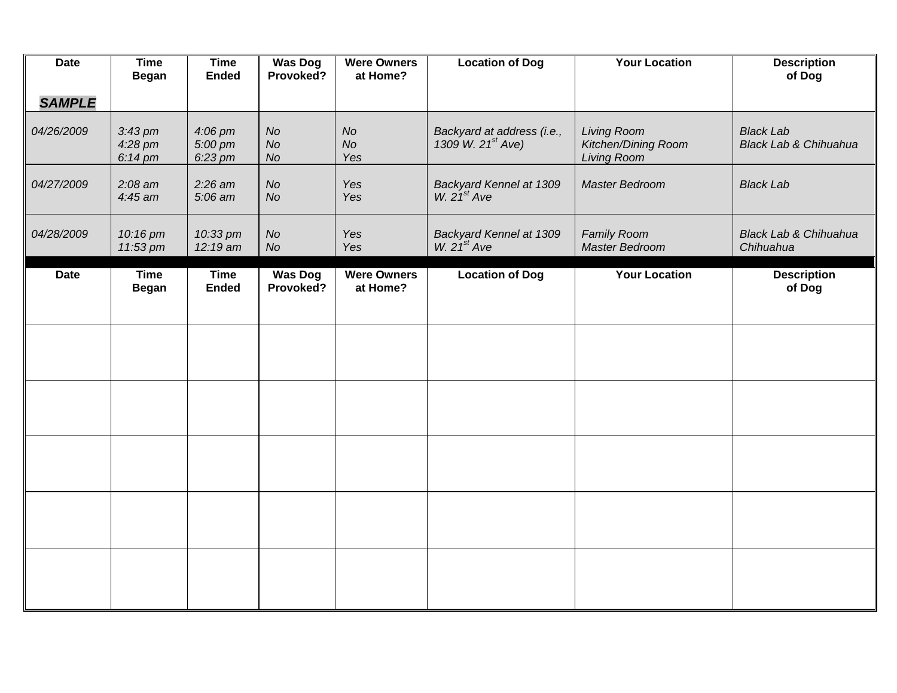| Date *SAMPLE* | Time Began | Time Ended | Was Dog Provoked? | Were Owners at Home? | Location of Dog | Your Location | Description of Dog |
|---|---|---|---|---|---|---|---|
| *04/26/2009* | *3:43 pm*<br>*4:28 pm*<br>*6:14 pm* | *4:06 pm*<br>*5:00 pm*<br>*6:23 pm* | *No*<br>*No*<br>*No* | *No*<br>*No*<br>*Yes* | *Backyard at address (i.e., 1309 W. 21st Ave)* | *Living Room*<br>*Kitchen/Dining Room*<br>*Living Room* | *Black Lab*<br>*Black Lab & Chihuahua* |
| *04/27/2009* | *2:08 am*<br>*4:45 am* | *2:26 am*<br>*5:06 am* | *No*<br>*No* | *Yes*<br>*Yes* | *Backyard Kennel at 1309 W. 21st Ave* | *Master Bedroom* | *Black Lab* |
| *04/28/2009* | *10:16 pm*<br>*11:53 pm* | *10:33 pm*<br>*12:19 am* | *No*<br>*No* | *Yes*<br>*Yes* | *Backyard Kennel at 1309 W. 21st Ave* | *Family Room*<br>*Master Bedroom* | *Black Lab & Chihuahua*<br>*Chihuahua* |

| Date | Time Began | Time Ended | Was Dog Provoked? | Were Owners at Home? | Location of Dog | Your Location | Description of Dog |
|---|---|---|---|---|---|---|---|
| | | | | | | | |
| | | | | | | | |
| | | | | | | | |
| | | | | | | | |
| | | | | | | | |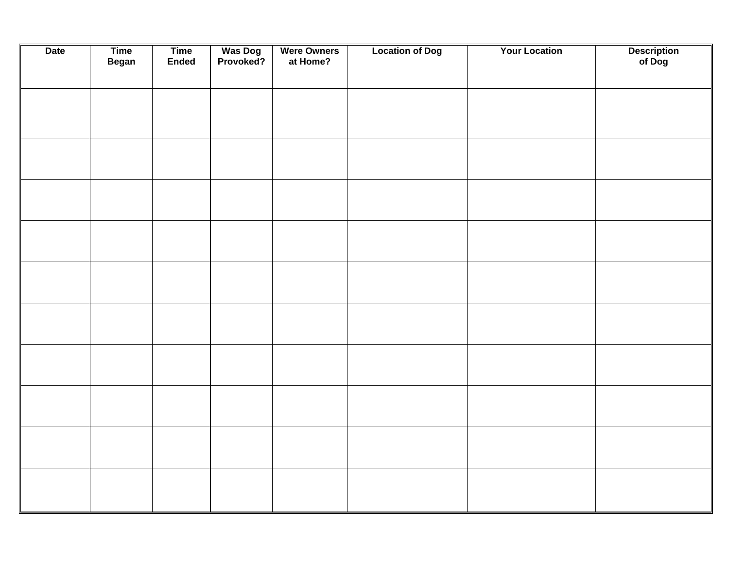| Date | Time Began | Time Ended | Was Dog Provoked? | Were Owners at Home? | Location of Dog | Your Location | Description of Dog |
|---|---|---|---|---|---|---|---|
| | | | | | | | |
| | | | | | | | |
| | | | | | | | |
| | | | | | | | |
| | | | | | | | |
| | | | | | | | |
| | | | | | | | |
| | | | | | | | |
| | | | | | | | |
| | | | | | | | |